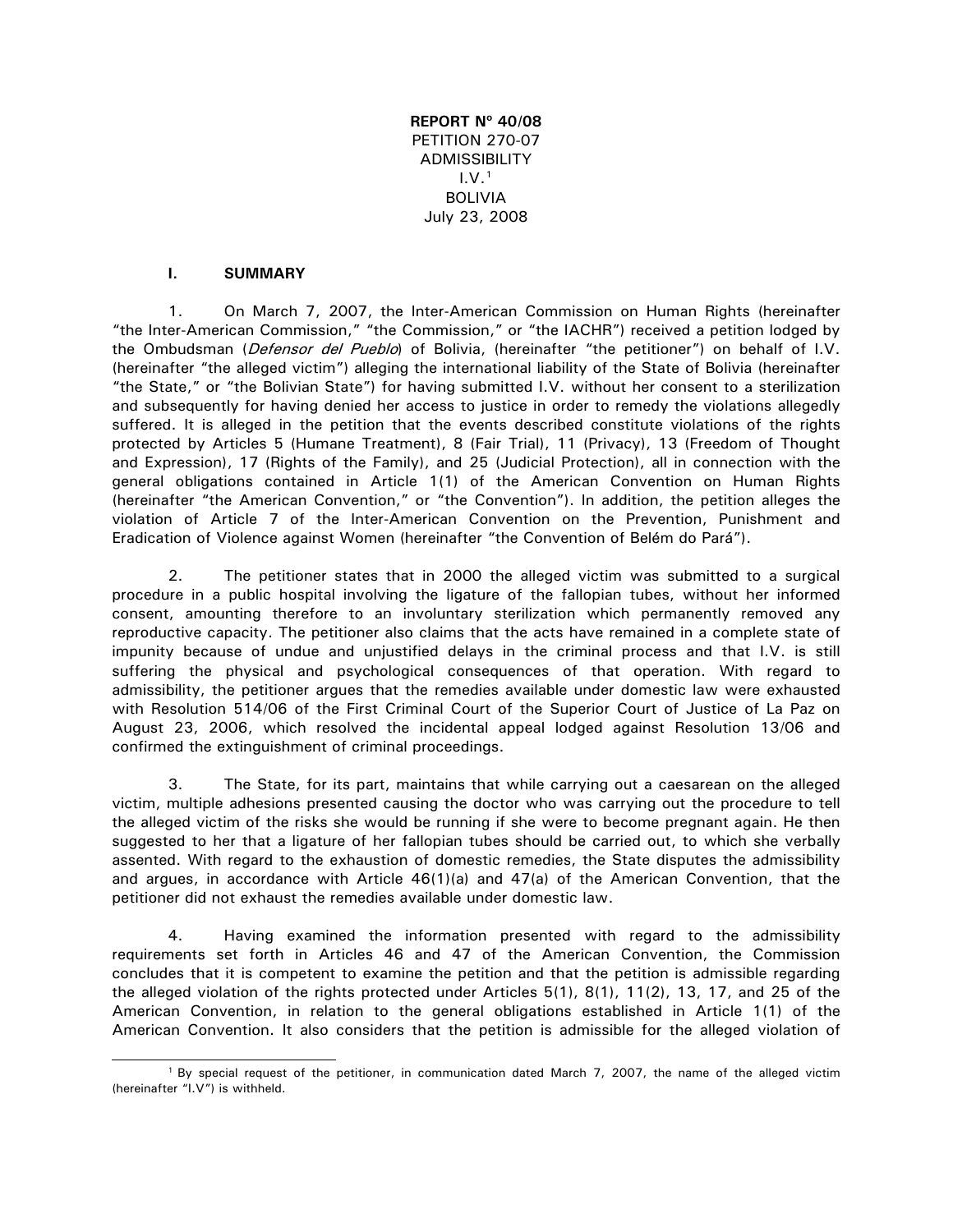**REPORT Nº 40/08**
PETITION 270-07
ADMISSIBILITY
I.V.[1]
BOLIVIA
July 23, 2008

## I. SUMMARY

1. On March 7, 2007, the Inter-American Commission on Human Rights (hereinafter "the Inter-American Commission," "the Commission," or "the IACHR") received a petition lodged by the Ombudsman (*Defensor del Pueblo*) of Bolivia, (hereinafter "the petitioner") on behalf of I.V. (hereinafter "the alleged victim") alleging the international liability of the State of Bolivia (hereinafter "the State," or "the Bolivian State") for having submitted I.V. without her consent to a sterilization and subsequently for having denied her access to justice in order to remedy the violations allegedly suffered. It is alleged in the petition that the events described constitute violations of the rights protected by Articles 5 (Humane Treatment), 8 (Fair Trial), 11 (Privacy), 13 (Freedom of Thought and Expression), 17 (Rights of the Family), and 25 (Judicial Protection), all in connection with the general obligations contained in Article 1(1) of the American Convention on Human Rights (hereinafter "the American Convention," or "the Convention"). In addition, the petition alleges the violation of Article 7 of the Inter-American Convention on the Prevention, Punishment and Eradication of Violence against Women (hereinafter "the Convention of Belém do Pará").

2. The petitioner states that in 2000 the alleged victim was submitted to a surgical procedure in a public hospital involving the ligature of the fallopian tubes, without her informed consent, amounting therefore to an involuntary sterilization which permanently removed any reproductive capacity. The petitioner also claims that the acts have remained in a complete state of impunity because of undue and unjustified delays in the criminal process and that I.V. is still suffering the physical and psychological consequences of that operation. With regard to admissibility, the petitioner argues that the remedies available under domestic law were exhausted with Resolution 514/06 of the First Criminal Court of the Superior Court of Justice of La Paz on August 23, 2006, which resolved the incidental appeal lodged against Resolution 13/06 and confirmed the extinguishment of criminal proceedings.

3. The State, for its part, maintains that while carrying out a caesarean on the alleged victim, multiple adhesions presented causing the doctor who was carrying out the procedure to tell the alleged victim of the risks she would be running if she were to become pregnant again. He then suggested to her that a ligature of her fallopian tubes should be carried out, to which she verbally assented. With regard to the exhaustion of domestic remedies, the State disputes the admissibility and argues, in accordance with Article 46(1)(a) and 47(a) of the American Convention, that the petitioner did not exhaust the remedies available under domestic law.

4. Having examined the information presented with regard to the admissibility requirements set forth in Articles 46 and 47 of the American Convention, the Commission concludes that it is competent to examine the petition and that the petition is admissible regarding the alleged violation of the rights protected under Articles 5(1), 8(1), 11(2), 13, 17, and 25 of the American Convention, in relation to the general obligations established in Article 1(1) of the American Convention. It also considers that the petition is admissible for the alleged violation of

[1] By special request of the petitioner, in communication dated March 7, 2007, the name of the alleged victim (hereinafter "I.V") is withheld.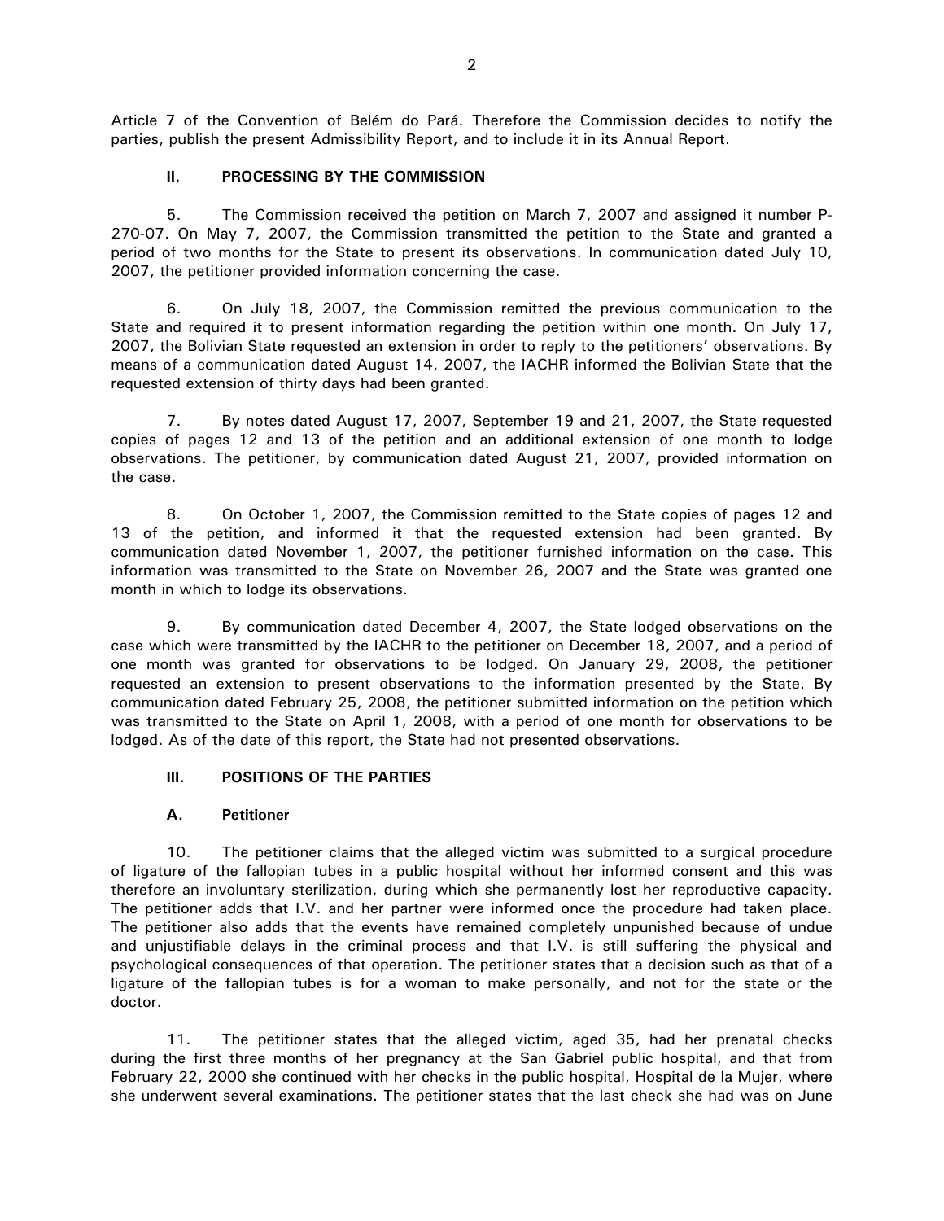Article 7 of the Convention of Belém do Pará. Therefore the Commission decides to notify the parties, publish the present Admissibility Report, and to include it in its Annual Report.

## II. PROCESSING BY THE COMMISSION

5. The Commission received the petition on March 7, 2007 and assigned it number P-270-07. On May 7, 2007, the Commission transmitted the petition to the State and granted a period of two months for the State to present its observations. In communication dated July 10, 2007, the petitioner provided information concerning the case.

6. On July 18, 2007, the Commission remitted the previous communication to the State and required it to present information regarding the petition within one month. On July 17, 2007, the Bolivian State requested an extension in order to reply to the petitioners' observations. By means of a communication dated August 14, 2007, the IACHR informed the Bolivian State that the requested extension of thirty days had been granted.

7. By notes dated August 17, 2007, September 19 and 21, 2007, the State requested copies of pages 12 and 13 of the petition and an additional extension of one month to lodge observations. The petitioner, by communication dated August 21, 2007, provided information on the case.

8. On October 1, 2007, the Commission remitted to the State copies of pages 12 and 13 of the petition, and informed it that the requested extension had been granted. By communication dated November 1, 2007, the petitioner furnished information on the case. This information was transmitted to the State on November 26, 2007 and the State was granted one month in which to lodge its observations.

9. By communication dated December 4, 2007, the State lodged observations on the case which were transmitted by the IACHR to the petitioner on December 18, 2007, and a period of one month was granted for observations to be lodged. On January 29, 2008, the petitioner requested an extension to present observations to the information presented by the State. By communication dated February 25, 2008, the petitioner submitted information on the petition which was transmitted to the State on April 1, 2008, with a period of one month for observations to be lodged. As of the date of this report, the State had not presented observations.

## III. POSITIONS OF THE PARTIES

### A. Petitioner

10. The petitioner claims that the alleged victim was submitted to a surgical procedure of ligature of the fallopian tubes in a public hospital without her informed consent and this was therefore an involuntary sterilization, during which she permanently lost her reproductive capacity. The petitioner adds that I.V. and her partner were informed once the procedure had taken place. The petitioner also adds that the events have remained completely unpunished because of undue and unjustifiable delays in the criminal process and that I.V. is still suffering the physical and psychological consequences of that operation. The petitioner states that a decision such as that of a ligature of the fallopian tubes is for a woman to make personally, and not for the state or the doctor.

11. The petitioner states that the alleged victim, aged 35, had her prenatal checks during the first three months of her pregnancy at the San Gabriel public hospital, and that from February 22, 2000 she continued with her checks in the public hospital, Hospital de la Mujer, where she underwent several examinations. The petitioner states that the last check she had was on June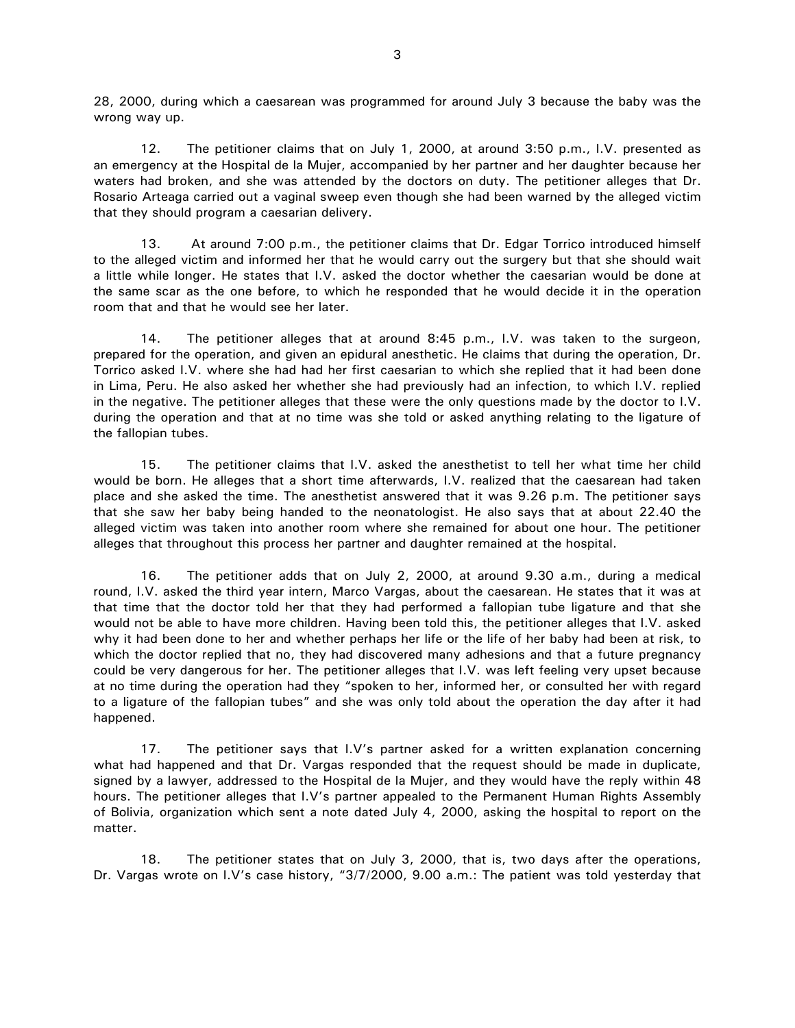28, 2000, during which a caesarean was programmed for around July 3 because the baby was the wrong way up.

12. The petitioner claims that on July 1, 2000, at around 3:50 p.m., I.V. presented as an emergency at the Hospital de la Mujer, accompanied by her partner and her daughter because her waters had broken, and she was attended by the doctors on duty. The petitioner alleges that Dr. Rosario Arteaga carried out a vaginal sweep even though she had been warned by the alleged victim that they should program a caesarian delivery.

13. At around 7:00 p.m., the petitioner claims that Dr. Edgar Torrico introduced himself to the alleged victim and informed her that he would carry out the surgery but that she should wait a little while longer. He states that I.V. asked the doctor whether the caesarian would be done at the same scar as the one before, to which he responded that he would decide it in the operation room that and that he would see her later.

14. The petitioner alleges that at around 8:45 p.m., I.V. was taken to the surgeon, prepared for the operation, and given an epidural anesthetic. He claims that during the operation, Dr. Torrico asked I.V. where she had had her first caesarian to which she replied that it had been done in Lima, Peru. He also asked her whether she had previously had an infection, to which I.V. replied in the negative. The petitioner alleges that these were the only questions made by the doctor to I.V. during the operation and that at no time was she told or asked anything relating to the ligature of the fallopian tubes.

15. The petitioner claims that I.V. asked the anesthetist to tell her what time her child would be born. He alleges that a short time afterwards, I.V. realized that the caesarean had taken place and she asked the time. The anesthetist answered that it was 9.26 p.m. The petitioner says that she saw her baby being handed to the neonatologist. He also says that at about 22.40 the alleged victim was taken into another room where she remained for about one hour. The petitioner alleges that throughout this process her partner and daughter remained at the hospital.

16. The petitioner adds that on July 2, 2000, at around 9.30 a.m., during a medical round, I.V. asked the third year intern, Marco Vargas, about the caesarean. He states that it was at that time that the doctor told her that they had performed a fallopian tube ligature and that she would not be able to have more children. Having been told this, the petitioner alleges that I.V. asked why it had been done to her and whether perhaps her life or the life of her baby had been at risk, to which the doctor replied that no, they had discovered many adhesions and that a future pregnancy could be very dangerous for her. The petitioner alleges that I.V. was left feeling very upset because at no time during the operation had they "spoken to her, informed her, or consulted her with regard to a ligature of the fallopian tubes" and she was only told about the operation the day after it had happened.

17. The petitioner says that I.V's partner asked for a written explanation concerning what had happened and that Dr. Vargas responded that the request should be made in duplicate, signed by a lawyer, addressed to the Hospital de la Mujer, and they would have the reply within 48 hours. The petitioner alleges that I.V's partner appealed to the Permanent Human Rights Assembly of Bolivia, organization which sent a note dated July 4, 2000, asking the hospital to report on the matter.

18. The petitioner states that on July 3, 2000, that is, two days after the operations, Dr. Vargas wrote on I.V's case history, "3/7/2000, 9.00 a.m.: The patient was told yesterday that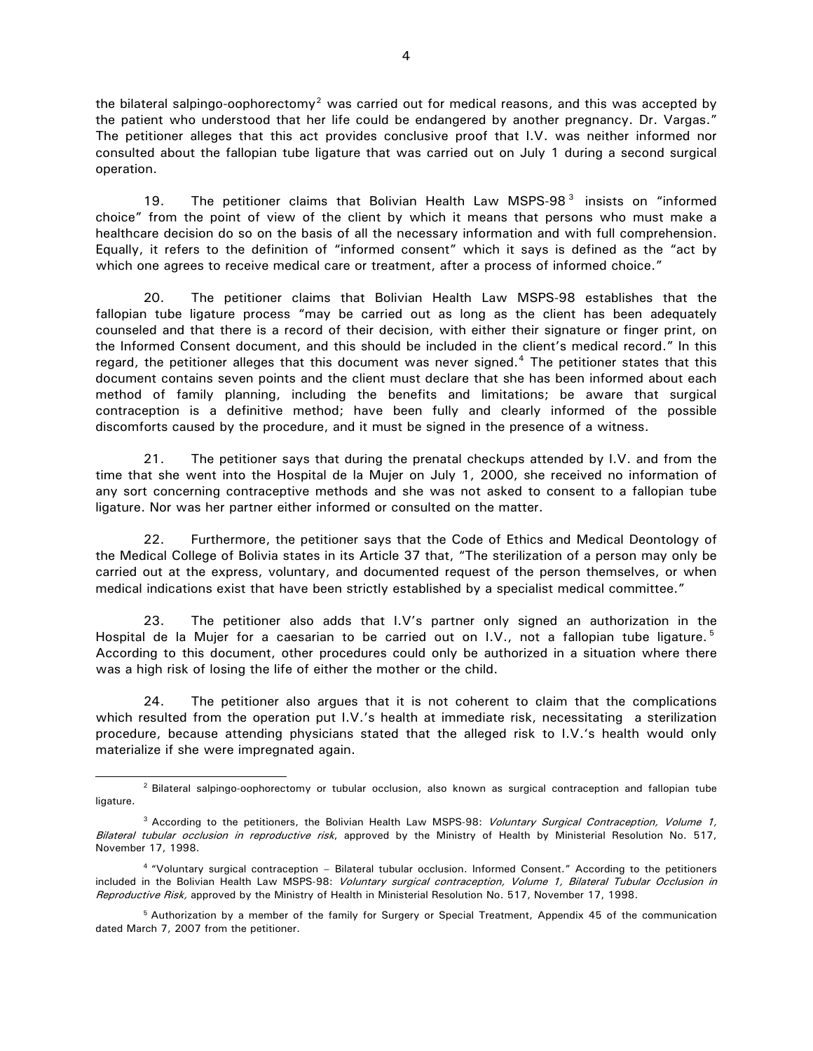the bilateral salpingo-oophorectomy[2] was carried out for medical reasons, and this was accepted by the patient who understood that her life could be endangered by another pregnancy. Dr. Vargas." The petitioner alleges that this act provides conclusive proof that I.V. was neither informed nor consulted about the fallopian tube ligature that was carried out on July 1 during a second surgical operation.

19. The petitioner claims that Bolivian Health Law MSPS-98[3] insists on "informed choice" from the point of view of the client by which it means that persons who must make a healthcare decision do so on the basis of all the necessary information and with full comprehension. Equally, it refers to the definition of "informed consent" which it says is defined as the "act by which one agrees to receive medical care or treatment, after a process of informed choice."

20. The petitioner claims that Bolivian Health Law MSPS-98 establishes that the fallopian tube ligature process "may be carried out as long as the client has been adequately counseled and that there is a record of their decision, with either their signature or finger print, on the Informed Consent document, and this should be included in the client's medical record." In this regard, the petitioner alleges that this document was never signed.[4] The petitioner states that this document contains seven points and the client must declare that she has been informed about each method of family planning, including the benefits and limitations; be aware that surgical contraception is a definitive method; have been fully and clearly informed of the possible discomforts caused by the procedure, and it must be signed in the presence of a witness.

21. The petitioner says that during the prenatal checkups attended by I.V. and from the time that she went into the Hospital de la Mujer on July 1, 2000, she received no information of any sort concerning contraceptive methods and she was not asked to consent to a fallopian tube ligature. Nor was her partner either informed or consulted on the matter.

22. Furthermore, the petitioner says that the Code of Ethics and Medical Deontology of the Medical College of Bolivia states in its Article 37 that, "The sterilization of a person may only be carried out at the express, voluntary, and documented request of the person themselves, or when medical indications exist that have been strictly established by a specialist medical committee."

23. The petitioner also adds that I.V's partner only signed an authorization in the Hospital de la Mujer for a caesarian to be carried out on I.V., not a fallopian tube ligature.[5] According to this document, other procedures could only be authorized in a situation where there was a high risk of losing the life of either the mother or the child.

24. The petitioner also argues that it is not coherent to claim that the complications which resulted from the operation put I.V.'s health at immediate risk, necessitating a sterilization procedure, because attending physicians stated that the alleged risk to I.V.'s health would only materialize if she were impregnated again.

---

[2] Bilateral salpingo-oophorectomy or tubular occlusion, also known as surgical contraception and fallopian tube ligature.

[3] According to the petitioners, the Bolivian Health Law MSPS-98: *Voluntary Surgical Contraception, Volume 1, Bilateral tubular occlusion in reproductive risk*, approved by the Ministry of Health by Ministerial Resolution No. 517, November 17, 1998.

[4] "Voluntary surgical contraception – Bilateral tubular occlusion. Informed Consent." According to the petitioners included in the Bolivian Health Law MSPS-98: *Voluntary surgical contraception, Volume 1, Bilateral Tubular Occlusion in Reproductive Risk,* approved by the Ministry of Health in Ministerial Resolution No. 517, November 17, 1998.

[5] Authorization by a member of the family for Surgery or Special Treatment, Appendix 45 of the communication dated March 7, 2007 from the petitioner.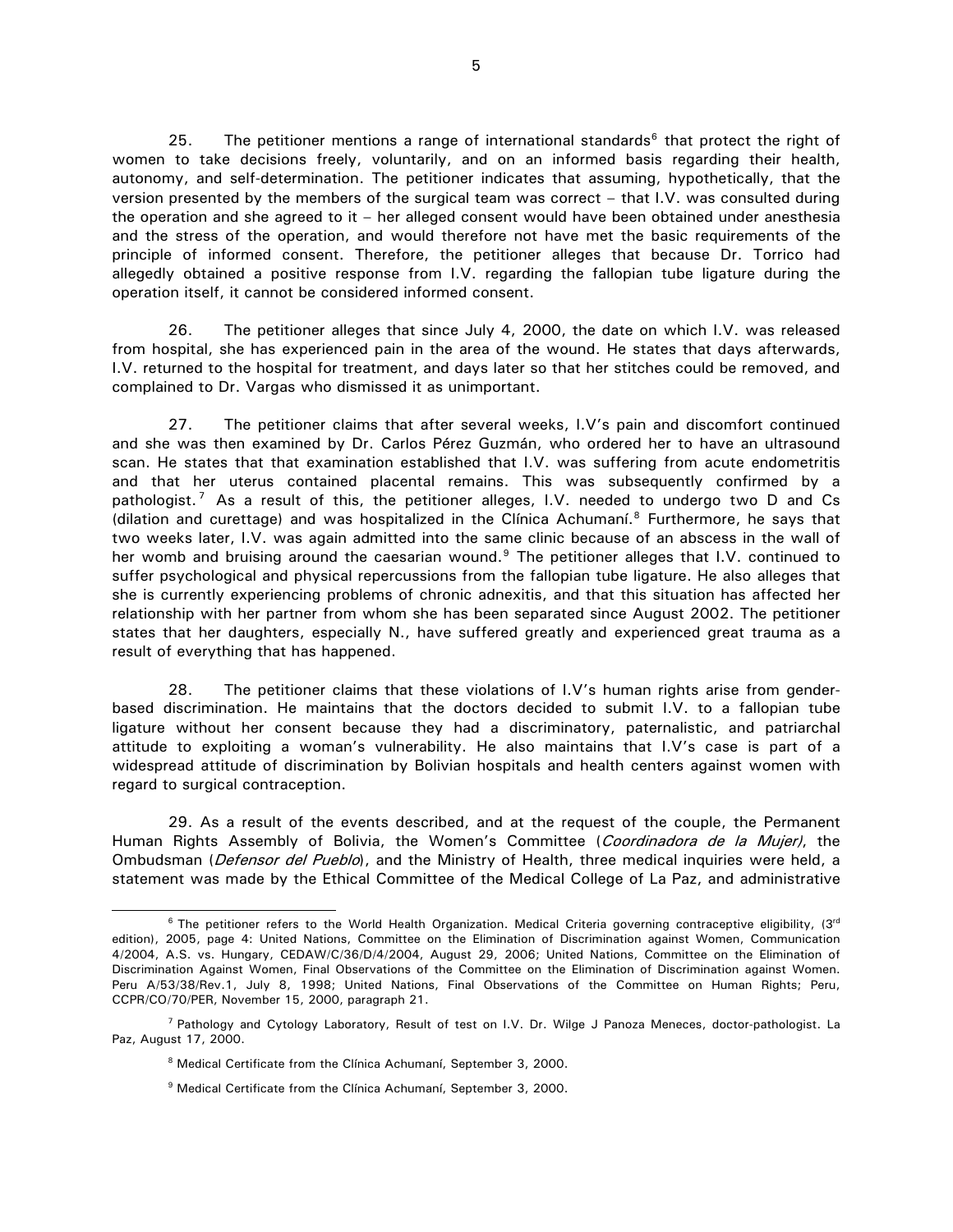25. The petitioner mentions a range of international standards[6] that protect the right of women to take decisions freely, voluntarily, and on an informed basis regarding their health, autonomy, and self-determination. The petitioner indicates that assuming, hypothetically, that the version presented by the members of the surgical team was correct – that I.V. was consulted during the operation and she agreed to it – her alleged consent would have been obtained under anesthesia and the stress of the operation, and would therefore not have met the basic requirements of the principle of informed consent. Therefore, the petitioner alleges that because Dr. Torrico had allegedly obtained a positive response from I.V. regarding the fallopian tube ligature during the operation itself, it cannot be considered informed consent.

26. The petitioner alleges that since July 4, 2000, the date on which I.V. was released from hospital, she has experienced pain in the area of the wound. He states that days afterwards, I.V. returned to the hospital for treatment, and days later so that her stitches could be removed, and complained to Dr. Vargas who dismissed it as unimportant.

27. The petitioner claims that after several weeks, I.V's pain and discomfort continued and she was then examined by Dr. Carlos Pérez Guzmán, who ordered her to have an ultrasound scan. He states that that examination established that I.V. was suffering from acute endometritis and that her uterus contained placental remains. This was subsequently confirmed by a pathologist.[7] As a result of this, the petitioner alleges, I.V. needed to undergo two D and Cs (dilation and curettage) and was hospitalized in the Clínica Achumaní.[8] Furthermore, he says that two weeks later, I.V. was again admitted into the same clinic because of an abscess in the wall of her womb and bruising around the caesarian wound.[9] The petitioner alleges that I.V. continued to suffer psychological and physical repercussions from the fallopian tube ligature. He also alleges that she is currently experiencing problems of chronic adnexitis, and that this situation has affected her relationship with her partner from whom she has been separated since August 2002. The petitioner states that her daughters, especially N., have suffered greatly and experienced great trauma as a result of everything that has happened.

28. The petitioner claims that these violations of I.V's human rights arise from gender-based discrimination. He maintains that the doctors decided to submit I.V. to a fallopian tube ligature without her consent because they had a discriminatory, paternalistic, and patriarchal attitude to exploiting a woman's vulnerability. He also maintains that I.V's case is part of a widespread attitude of discrimination by Bolivian hospitals and health centers against women with regard to surgical contraception.

29. As a result of the events described, and at the request of the couple, the Permanent Human Rights Assembly of Bolivia, the Women's Committee (*Coordinadora de la Mujer)*, the Ombudsman (*Defensor del Pueblo*), and the Ministry of Health, three medical inquiries were held, a statement was made by the Ethical Committee of the Medical College of La Paz, and administrative

---

[6] The petitioner refers to the World Health Organization. Medical Criteria governing contraceptive eligibility, (3rd edition), 2005, page 4: United Nations, Committee on the Elimination of Discrimination against Women, Communication 4/2004, A.S. vs. Hungary, CEDAW/C/36/D/4/2004, August 29, 2006; United Nations, Committee on the Elimination of Discrimination Against Women, Final Observations of the Committee on the Elimination of Discrimination against Women. Peru A/53/38/Rev.1, July 8, 1998; United Nations, Final Observations of the Committee on Human Rights; Peru, CCPR/CO/70/PER, November 15, 2000, paragraph 21.

[7] Pathology and Cytology Laboratory, Result of test on I.V. Dr. Wilge J Panoza Meneces, doctor-pathologist. La Paz, August 17, 2000.

[8] Medical Certificate from the Clínica Achumaní, September 3, 2000.

[9] Medical Certificate from the Clínica Achumaní, September 3, 2000.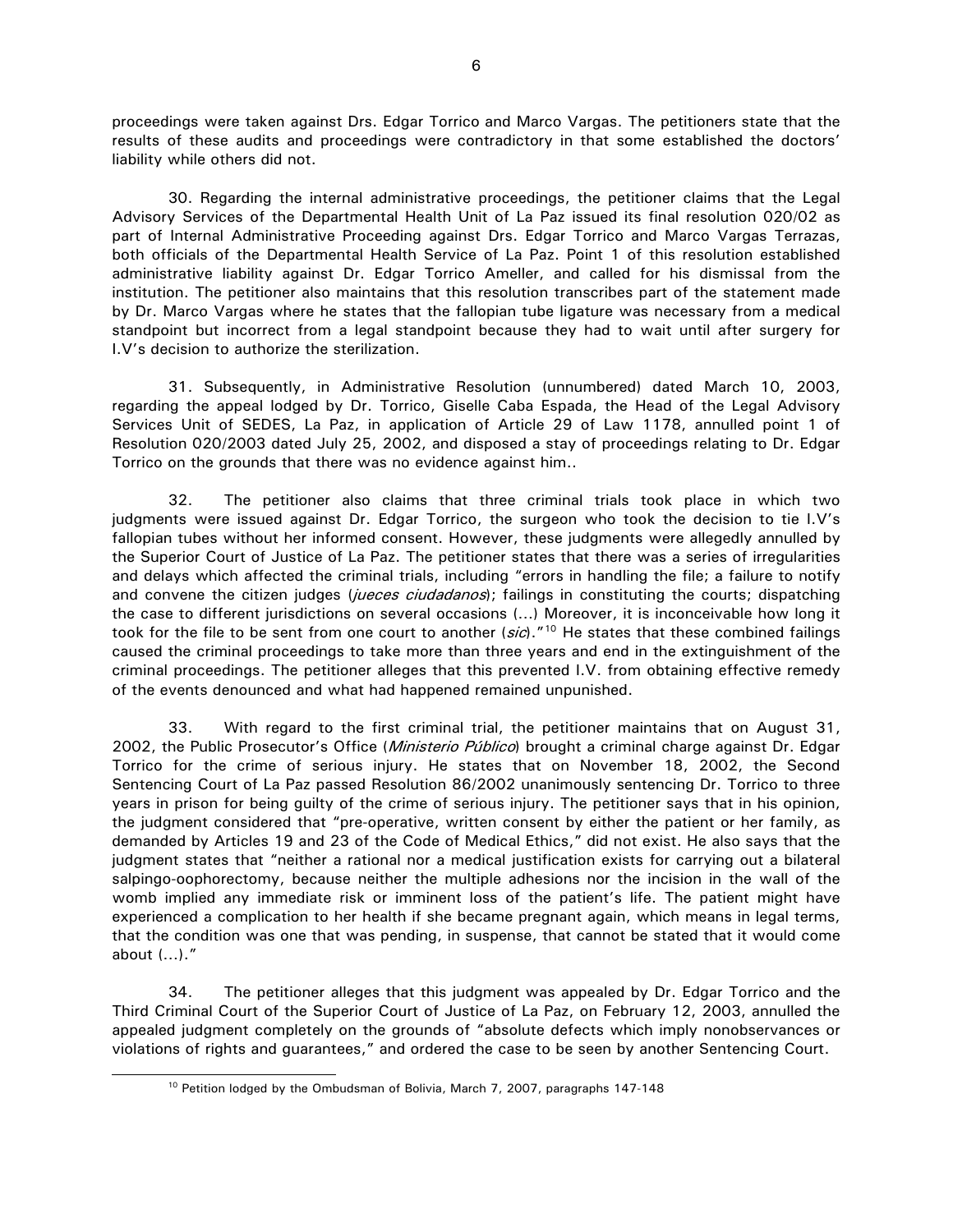proceedings were taken against Drs. Edgar Torrico and Marco Vargas. The petitioners state that the results of these audits and proceedings were contradictory in that some established the doctors' liability while others did not.

30. Regarding the internal administrative proceedings, the petitioner claims that the Legal Advisory Services of the Departmental Health Unit of La Paz issued its final resolution 020/02 as part of Internal Administrative Proceeding against Drs. Edgar Torrico and Marco Vargas Terrazas, both officials of the Departmental Health Service of La Paz. Point 1 of this resolution established administrative liability against Dr. Edgar Torrico Ameller, and called for his dismissal from the institution. The petitioner also maintains that this resolution transcribes part of the statement made by Dr. Marco Vargas where he states that the fallopian tube ligature was necessary from a medical standpoint but incorrect from a legal standpoint because they had to wait until after surgery for I.V's decision to authorize the sterilization.

31. Subsequently, in Administrative Resolution (unnumbered) dated March 10, 2003, regarding the appeal lodged by Dr. Torrico, Giselle Caba Espada, the Head of the Legal Advisory Services Unit of SEDES, La Paz, in application of Article 29 of Law 1178, annulled point 1 of Resolution 020/2003 dated July 25, 2002, and disposed a stay of proceedings relating to Dr. Edgar Torrico on the grounds that there was no evidence against him..

32. The petitioner also claims that three criminal trials took place in which two judgments were issued against Dr. Edgar Torrico, the surgeon who took the decision to tie I.V's fallopian tubes without her informed consent. However, these judgments were allegedly annulled by the Superior Court of Justice of La Paz. The petitioner states that there was a series of irregularities and delays which affected the criminal trials, including "errors in handling the file; a failure to notify and convene the citizen judges (*jueces ciudadanos*); failings in constituting the courts; dispatching the case to different jurisdictions on several occasions (...) Moreover, it is inconceivable how long it took for the file to be sent from one court to another (*sic*)."[10] He states that these combined failings caused the criminal proceedings to take more than three years and end in the extinguishment of the criminal proceedings. The petitioner alleges that this prevented I.V. from obtaining effective remedy of the events denounced and what had happened remained unpunished.

33. With regard to the first criminal trial, the petitioner maintains that on August 31, 2002, the Public Prosecutor's Office (*Ministerio Público*) brought a criminal charge against Dr. Edgar Torrico for the crime of serious injury. He states that on November 18, 2002, the Second Sentencing Court of La Paz passed Resolution 86/2002 unanimously sentencing Dr. Torrico to three years in prison for being guilty of the crime of serious injury. The petitioner says that in his opinion, the judgment considered that "pre-operative, written consent by either the patient or her family, as demanded by Articles 19 and 23 of the Code of Medical Ethics," did not exist. He also says that the judgment states that "neither a rational nor a medical justification exists for carrying out a bilateral salpingo-oophorectomy, because neither the multiple adhesions nor the incision in the wall of the womb implied any immediate risk or imminent loss of the patient's life. The patient might have experienced a complication to her health if she became pregnant again, which means in legal terms, that the condition was one that was pending, in suspense, that cannot be stated that it would come about (...)."

34. The petitioner alleges that this judgment was appealed by Dr. Edgar Torrico and the Third Criminal Court of the Superior Court of Justice of La Paz, on February 12, 2003, annulled the appealed judgment completely on the grounds of "absolute defects which imply nonobservances or violations of rights and guarantees," and ordered the case to be seen by another Sentencing Court.

[10] Petition lodged by the Ombudsman of Bolivia, March 7, 2007, paragraphs 147-148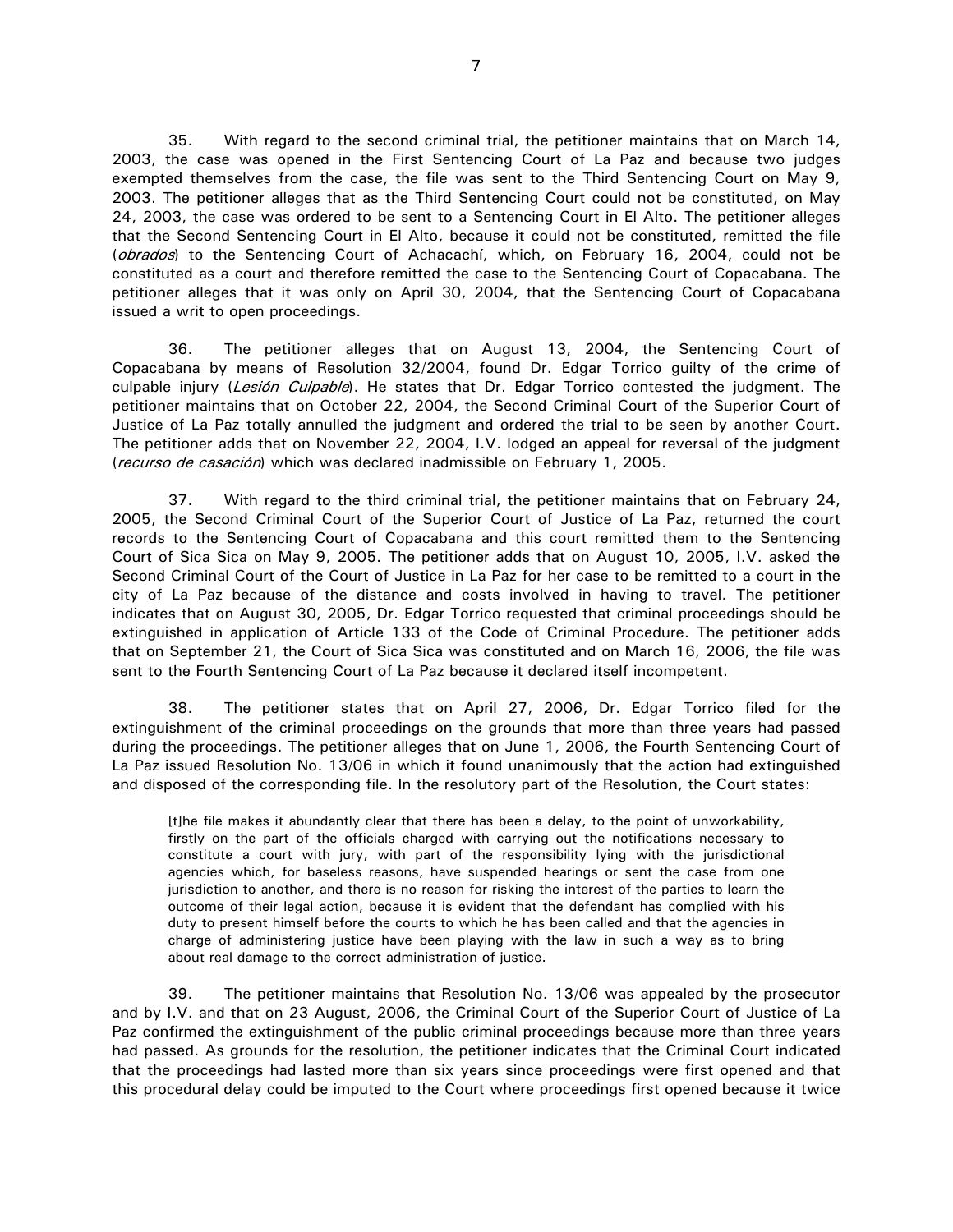35. With regard to the second criminal trial, the petitioner maintains that on March 14, 2003, the case was opened in the First Sentencing Court of La Paz and because two judges exempted themselves from the case, the file was sent to the Third Sentencing Court on May 9, 2003. The petitioner alleges that as the Third Sentencing Court could not be constituted, on May 24, 2003, the case was ordered to be sent to a Sentencing Court in El Alto. The petitioner alleges that the Second Sentencing Court in El Alto, because it could not be constituted, remitted the file (*obrados*) to the Sentencing Court of Achacachí, which, on February 16, 2004, could not be constituted as a court and therefore remitted the case to the Sentencing Court of Copacabana. The petitioner alleges that it was only on April 30, 2004, that the Sentencing Court of Copacabana issued a writ to open proceedings.

36. The petitioner alleges that on August 13, 2004, the Sentencing Court of Copacabana by means of Resolution 32/2004, found Dr. Edgar Torrico guilty of the crime of culpable injury (*Lesión Culpable*). He states that Dr. Edgar Torrico contested the judgment. The petitioner maintains that on October 22, 2004, the Second Criminal Court of the Superior Court of Justice of La Paz totally annulled the judgment and ordered the trial to be seen by another Court. The petitioner adds that on November 22, 2004, I.V. lodged an appeal for reversal of the judgment (*recurso de casación*) which was declared inadmissible on February 1, 2005.

37. With regard to the third criminal trial, the petitioner maintains that on February 24, 2005, the Second Criminal Court of the Superior Court of Justice of La Paz, returned the court records to the Sentencing Court of Copacabana and this court remitted them to the Sentencing Court of Sica Sica on May 9, 2005. The petitioner adds that on August 10, 2005, I.V. asked the Second Criminal Court of the Court of Justice in La Paz for her case to be remitted to a court in the city of La Paz because of the distance and costs involved in having to travel. The petitioner indicates that on August 30, 2005, Dr. Edgar Torrico requested that criminal proceedings should be extinguished in application of Article 133 of the Code of Criminal Procedure. The petitioner adds that on September 21, the Court of Sica Sica was constituted and on March 16, 2006, the file was sent to the Fourth Sentencing Court of La Paz because it declared itself incompetent.

38. The petitioner states that on April 27, 2006, Dr. Edgar Torrico filed for the extinguishment of the criminal proceedings on the grounds that more than three years had passed during the proceedings. The petitioner alleges that on June 1, 2006, the Fourth Sentencing Court of La Paz issued Resolution No. 13/06 in which it found unanimously that the action had extinguished and disposed of the corresponding file. In the resolutory part of the Resolution, the Court states:

> [t]he file makes it abundantly clear that there has been a delay, to the point of unworkability, firstly on the part of the officials charged with carrying out the notifications necessary to constitute a court with jury, with part of the responsibility lying with the jurisdictional agencies which, for baseless reasons, have suspended hearings or sent the case from one jurisdiction to another, and there is no reason for risking the interest of the parties to learn the outcome of their legal action, because it is evident that the defendant has complied with his duty to present himself before the courts to which he has been called and that the agencies in charge of administering justice have been playing with the law in such a way as to bring about real damage to the correct administration of justice.

39. The petitioner maintains that Resolution No. 13/06 was appealed by the prosecutor and by I.V. and that on 23 August, 2006, the Criminal Court of the Superior Court of Justice of La Paz confirmed the extinguishment of the public criminal proceedings because more than three years had passed. As grounds for the resolution, the petitioner indicates that the Criminal Court indicated that the proceedings had lasted more than six years since proceedings were first opened and that this procedural delay could be imputed to the Court where proceedings first opened because it twice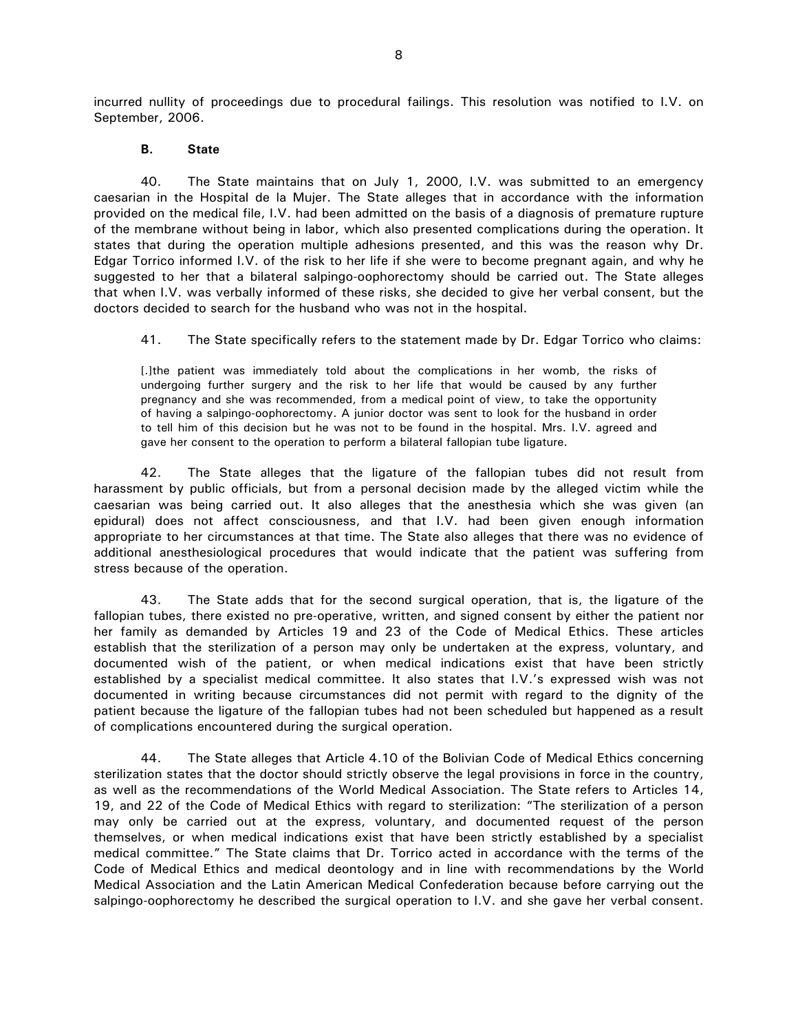incurred nullity of proceedings due to procedural failings. This resolution was notified to I.V. on September, 2006.

**B. State**

40. The State maintains that on July 1, 2000, I.V. was submitted to an emergency caesarian in the Hospital de la Mujer. The State alleges that in accordance with the information provided on the medical file, I.V. had been admitted on the basis of a diagnosis of premature rupture of the membrane without being in labor, which also presented complications during the operation. It states that during the operation multiple adhesions presented, and this was the reason why Dr. Edgar Torrico informed I.V. of the risk to her life if she were to become pregnant again, and why he suggested to her that a bilateral salpingo-oophorectomy should be carried out. The State alleges that when I.V. was verbally informed of these risks, she decided to give her verbal consent, but the doctors decided to search for the husband who was not in the hospital.

41. The State specifically refers to the statement made by Dr. Edgar Torrico who claims:

> [.]the patient was immediately told about the complications in her womb, the risks of undergoing further surgery and the risk to her life that would be caused by any further pregnancy and she was recommended, from a medical point of view, to take the opportunity of having a salpingo-oophorectomy. A junior doctor was sent to look for the husband in order to tell him of this decision but he was not to be found in the hospital. Mrs. I.V. agreed and gave her consent to the operation to perform a bilateral fallopian tube ligature.

42. The State alleges that the ligature of the fallopian tubes did not result from harassment by public officials, but from a personal decision made by the alleged victim while the caesarian was being carried out. It also alleges that the anesthesia which she was given (an epidural) does not affect consciousness, and that I.V. had been given enough information appropriate to her circumstances at that time. The State also alleges that there was no evidence of additional anesthesiological procedures that would indicate that the patient was suffering from stress because of the operation.

43. The State adds that for the second surgical operation, that is, the ligature of the fallopian tubes, there existed no pre-operative, written, and signed consent by either the patient nor her family as demanded by Articles 19 and 23 of the Code of Medical Ethics. These articles establish that the sterilization of a person may only be undertaken at the express, voluntary, and documented wish of the patient, or when medical indications exist that have been strictly established by a specialist medical committee. It also states that I.V.'s expressed wish was not documented in writing because circumstances did not permit with regard to the dignity of the patient because the ligature of the fallopian tubes had not been scheduled but happened as a result of complications encountered during the surgical operation.

44. The State alleges that Article 4.10 of the Bolivian Code of Medical Ethics concerning sterilization states that the doctor should strictly observe the legal provisions in force in the country, as well as the recommendations of the World Medical Association. The State refers to Articles 14, 19, and 22 of the Code of Medical Ethics with regard to sterilization: "The sterilization of a person may only be carried out at the express, voluntary, and documented request of the person themselves, or when medical indications exist that have been strictly established by a specialist medical committee." The State claims that Dr. Torrico acted in accordance with the terms of the Code of Medical Ethics and medical deontology and in line with recommendations by the World Medical Association and the Latin American Medical Confederation because before carrying out the salpingo-oophorectomy he described the surgical operation to I.V. and she gave her verbal consent.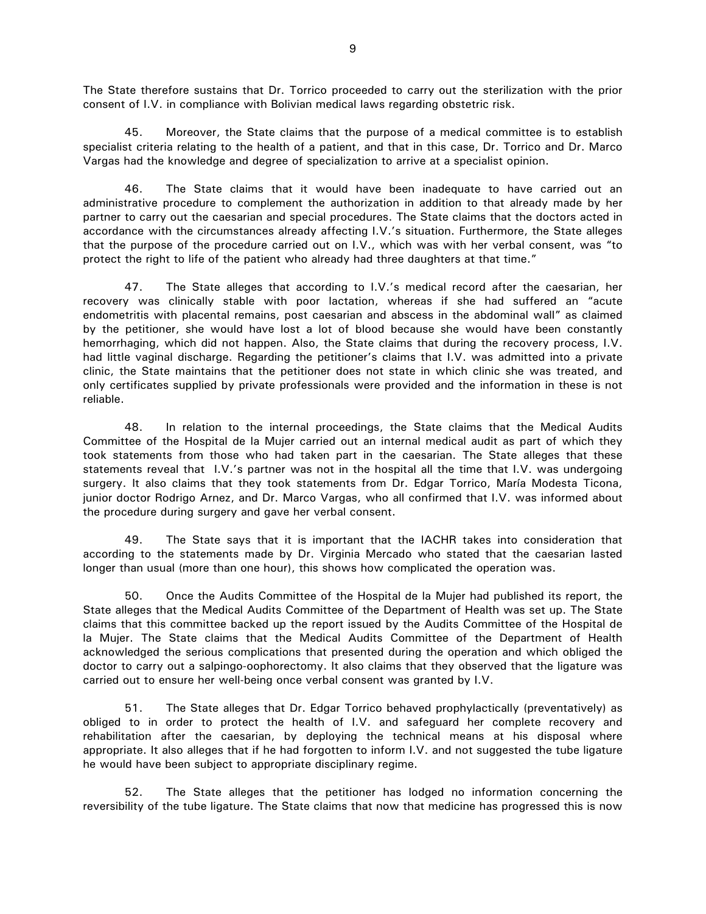The State therefore sustains that Dr. Torrico proceeded to carry out the sterilization with the prior consent of I.V. in compliance with Bolivian medical laws regarding obstetric risk.

45. Moreover, the State claims that the purpose of a medical committee is to establish specialist criteria relating to the health of a patient, and that in this case, Dr. Torrico and Dr. Marco Vargas had the knowledge and degree of specialization to arrive at a specialist opinion.

46. The State claims that it would have been inadequate to have carried out an administrative procedure to complement the authorization in addition to that already made by her partner to carry out the caesarian and special procedures. The State claims that the doctors acted in accordance with the circumstances already affecting I.V.'s situation. Furthermore, the State alleges that the purpose of the procedure carried out on I.V., which was with her verbal consent, was "to protect the right to life of the patient who already had three daughters at that time."

47. The State alleges that according to I.V.'s medical record after the caesarian, her recovery was clinically stable with poor lactation, whereas if she had suffered an "acute endometritis with placental remains, post caesarian and abscess in the abdominal wall" as claimed by the petitioner, she would have lost a lot of blood because she would have been constantly hemorrhaging, which did not happen. Also, the State claims that during the recovery process, I.V. had little vaginal discharge. Regarding the petitioner's claims that I.V. was admitted into a private clinic, the State maintains that the petitioner does not state in which clinic she was treated, and only certificates supplied by private professionals were provided and the information in these is not reliable.

48. In relation to the internal proceedings, the State claims that the Medical Audits Committee of the Hospital de la Mujer carried out an internal medical audit as part of which they took statements from those who had taken part in the caesarian. The State alleges that these statements reveal that I.V.'s partner was not in the hospital all the time that I.V. was undergoing surgery. It also claims that they took statements from Dr. Edgar Torrico, María Modesta Ticona, junior doctor Rodrigo Arnez, and Dr. Marco Vargas, who all confirmed that I.V. was informed about the procedure during surgery and gave her verbal consent.

49. The State says that it is important that the IACHR takes into consideration that according to the statements made by Dr. Virginia Mercado who stated that the caesarian lasted longer than usual (more than one hour), this shows how complicated the operation was.

50. Once the Audits Committee of the Hospital de la Mujer had published its report, the State alleges that the Medical Audits Committee of the Department of Health was set up. The State claims that this committee backed up the report issued by the Audits Committee of the Hospital de la Mujer. The State claims that the Medical Audits Committee of the Department of Health acknowledged the serious complications that presented during the operation and which obliged the doctor to carry out a salpingo-oophorectomy. It also claims that they observed that the ligature was carried out to ensure her well-being once verbal consent was granted by I.V.

51. The State alleges that Dr. Edgar Torrico behaved prophylactically (preventatively) as obliged to in order to protect the health of I.V. and safeguard her complete recovery and rehabilitation after the caesarian, by deploying the technical means at his disposal where appropriate. It also alleges that if he had forgotten to inform I.V. and not suggested the tube ligature he would have been subject to appropriate disciplinary regime.

52. The State alleges that the petitioner has lodged no information concerning the reversibility of the tube ligature. The State claims that now that medicine has progressed this is now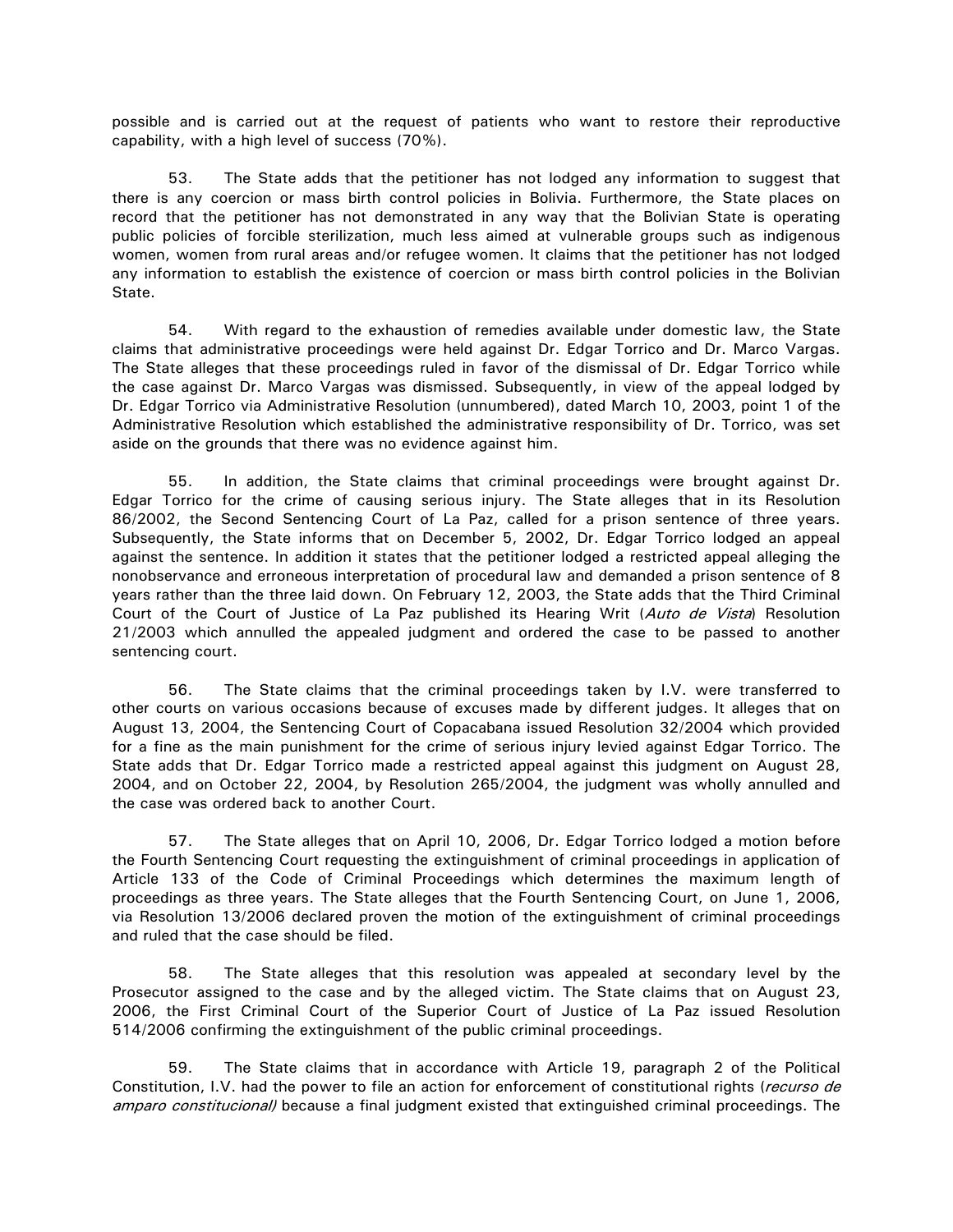possible and is carried out at the request of patients who want to restore their reproductive capability, with a high level of success (70%).

53. The State adds that the petitioner has not lodged any information to suggest that there is any coercion or mass birth control policies in Bolivia. Furthermore, the State places on record that the petitioner has not demonstrated in any way that the Bolivian State is operating public policies of forcible sterilization, much less aimed at vulnerable groups such as indigenous women, women from rural areas and/or refugee women. It claims that the petitioner has not lodged any information to establish the existence of coercion or mass birth control policies in the Bolivian State.

54. With regard to the exhaustion of remedies available under domestic law, the State claims that administrative proceedings were held against Dr. Edgar Torrico and Dr. Marco Vargas. The State alleges that these proceedings ruled in favor of the dismissal of Dr. Edgar Torrico while the case against Dr. Marco Vargas was dismissed. Subsequently, in view of the appeal lodged by Dr. Edgar Torrico via Administrative Resolution (unnumbered), dated March 10, 2003, point 1 of the Administrative Resolution which established the administrative responsibility of Dr. Torrico, was set aside on the grounds that there was no evidence against him.

55. In addition, the State claims that criminal proceedings were brought against Dr. Edgar Torrico for the crime of causing serious injury. The State alleges that in its Resolution 86/2002, the Second Sentencing Court of La Paz, called for a prison sentence of three years. Subsequently, the State informs that on December 5, 2002, Dr. Edgar Torrico lodged an appeal against the sentence. In addition it states that the petitioner lodged a restricted appeal alleging the nonobservance and erroneous interpretation of procedural law and demanded a prison sentence of 8 years rather than the three laid down. On February 12, 2003, the State adds that the Third Criminal Court of the Court of Justice of La Paz published its Hearing Writ (*Auto de Vista*) Resolution 21/2003 which annulled the appealed judgment and ordered the case to be passed to another sentencing court.

56. The State claims that the criminal proceedings taken by I.V. were transferred to other courts on various occasions because of excuses made by different judges. It alleges that on August 13, 2004, the Sentencing Court of Copacabana issued Resolution 32/2004 which provided for a fine as the main punishment for the crime of serious injury levied against Edgar Torrico. The State adds that Dr. Edgar Torrico made a restricted appeal against this judgment on August 28, 2004, and on October 22, 2004, by Resolution 265/2004, the judgment was wholly annulled and the case was ordered back to another Court.

57. The State alleges that on April 10, 2006, Dr. Edgar Torrico lodged a motion before the Fourth Sentencing Court requesting the extinguishment of criminal proceedings in application of Article 133 of the Code of Criminal Proceedings which determines the maximum length of proceedings as three years. The State alleges that the Fourth Sentencing Court, on June 1, 2006, via Resolution 13/2006 declared proven the motion of the extinguishment of criminal proceedings and ruled that the case should be filed.

58. The State alleges that this resolution was appealed at secondary level by the Prosecutor assigned to the case and by the alleged victim. The State claims that on August 23, 2006, the First Criminal Court of the Superior Court of Justice of La Paz issued Resolution 514/2006 confirming the extinguishment of the public criminal proceedings.

59. The State claims that in accordance with Article 19, paragraph 2 of the Political Constitution, I.V. had the power to file an action for enforcement of constitutional rights (*recurso de amparo constitucional)* because a final judgment existed that extinguished criminal proceedings. The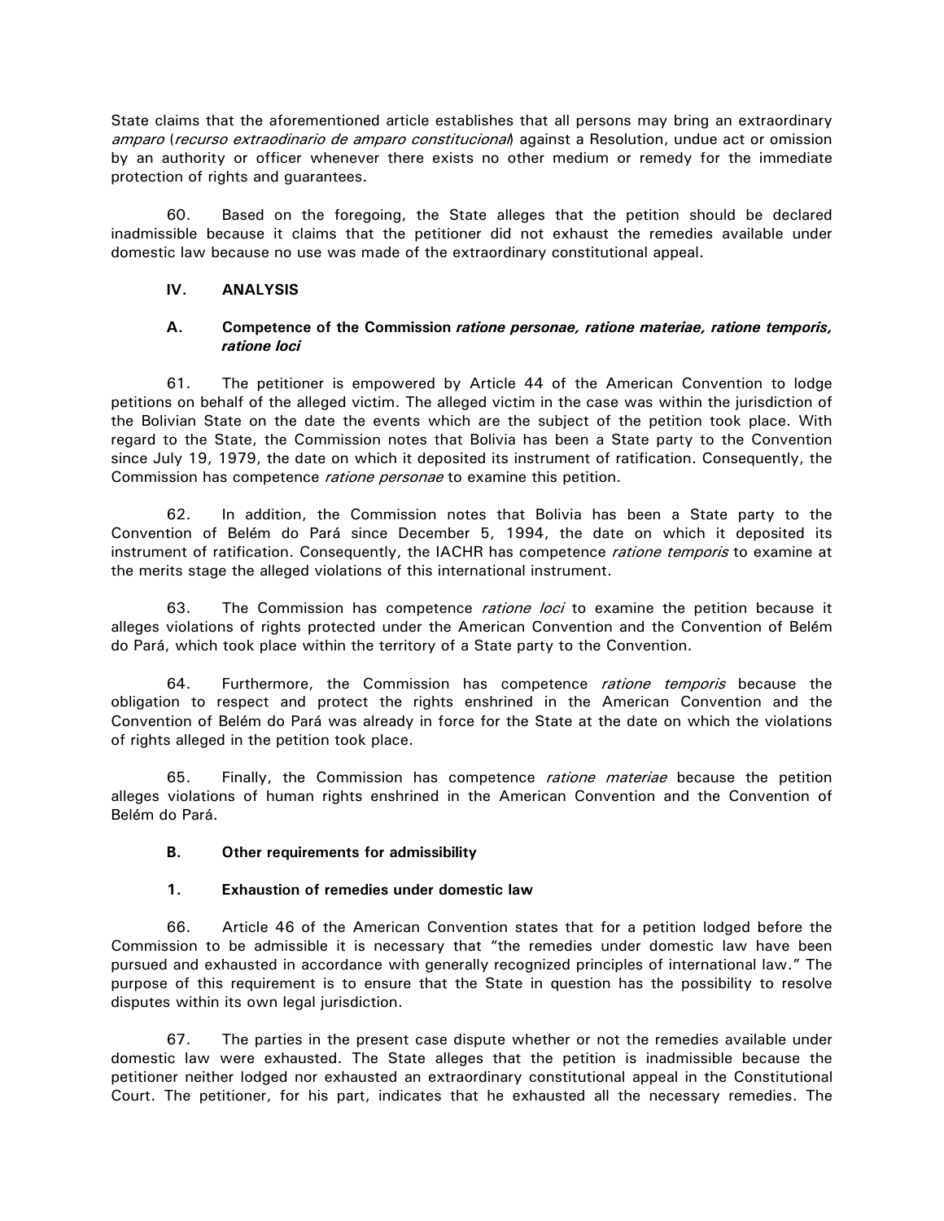State claims that the aforementioned article establishes that all persons may bring an extraordinary *amparo* (*recurso extraodinario de amparo constitucional*) against a Resolution, undue act or omission by an authority or officer whenever there exists no other medium or remedy for the immediate protection of rights and guarantees.

60. Based on the foregoing, the State alleges that the petition should be declared inadmissible because it claims that the petitioner did not exhaust the remedies available under domestic law because no use was made of the extraordinary constitutional appeal.

## IV. ANALYSIS

### A. Competence of the Commission *ratione personae, ratione materiae, ratione temporis, ratione loci*

61. The petitioner is empowered by Article 44 of the American Convention to lodge petitions on behalf of the alleged victim. The alleged victim in the case was within the jurisdiction of the Bolivian State on the date the events which are the subject of the petition took place. With regard to the State, the Commission notes that Bolivia has been a State party to the Convention since July 19, 1979, the date on which it deposited its instrument of ratification. Consequently, the Commission has competence *ratione personae* to examine this petition.

62. In addition, the Commission notes that Bolivia has been a State party to the Convention of Belém do Pará since December 5, 1994, the date on which it deposited its instrument of ratification. Consequently, the IACHR has competence *ratione temporis* to examine at the merits stage the alleged violations of this international instrument.

63. The Commission has competence *ratione loci* to examine the petition because it alleges violations of rights protected under the American Convention and the Convention of Belém do Pará, which took place within the territory of a State party to the Convention.

64. Furthermore, the Commission has competence *ratione temporis* because the obligation to respect and protect the rights enshrined in the American Convention and the Convention of Belém do Pará was already in force for the State at the date on which the violations of rights alleged in the petition took place.

65. Finally, the Commission has competence *ratione materiae* because the petition alleges violations of human rights enshrined in the American Convention and the Convention of Belém do Pará.

### B. Other requirements for admissibility

#### 1. Exhaustion of remedies under domestic law

66. Article 46 of the American Convention states that for a petition lodged before the Commission to be admissible it is necessary that "the remedies under domestic law have been pursued and exhausted in accordance with generally recognized principles of international law." The purpose of this requirement is to ensure that the State in question has the possibility to resolve disputes within its own legal jurisdiction.

67. The parties in the present case dispute whether or not the remedies available under domestic law were exhausted. The State alleges that the petition is inadmissible because the petitioner neither lodged nor exhausted an extraordinary constitutional appeal in the Constitutional Court. The petitioner, for his part, indicates that he exhausted all the necessary remedies. The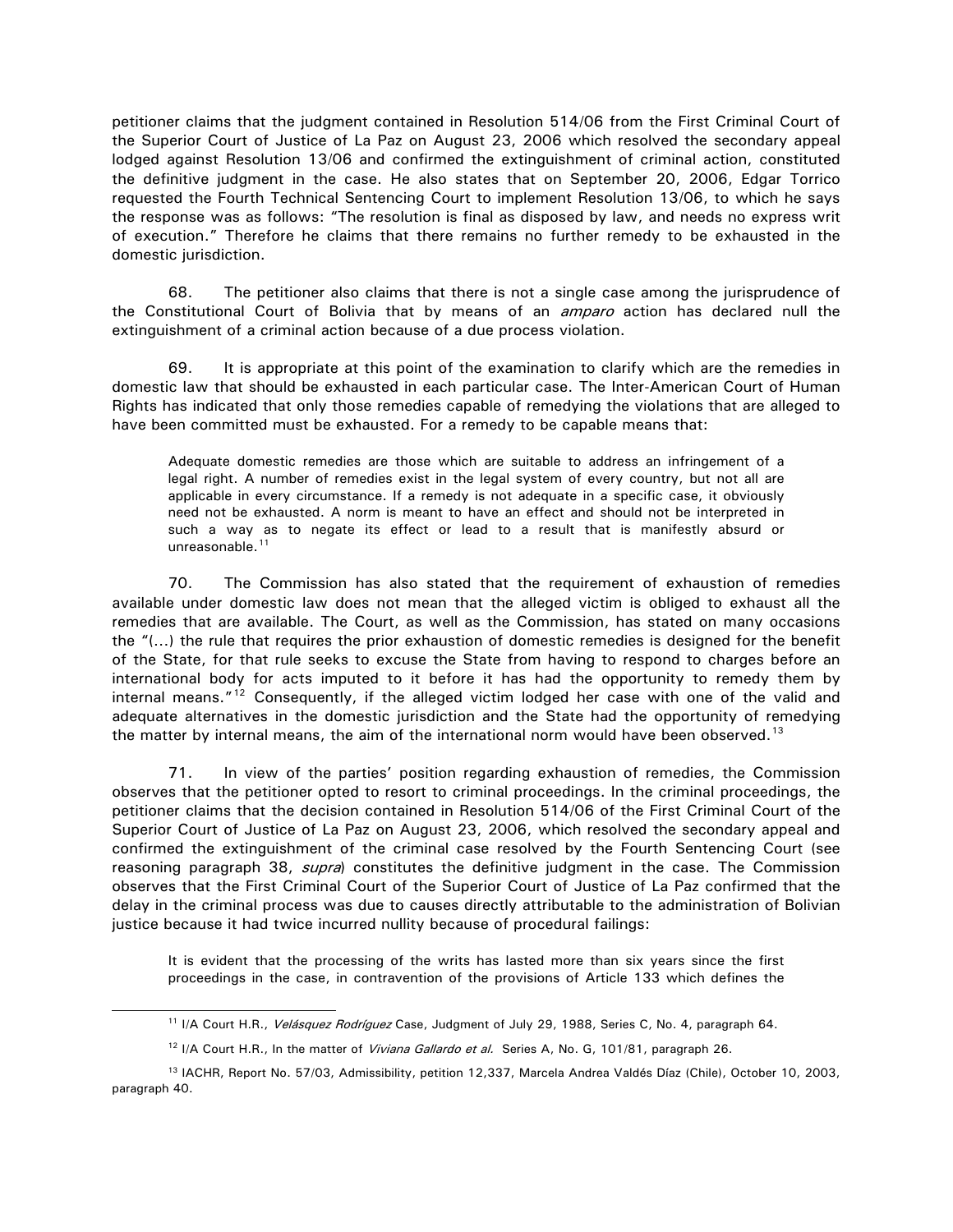petitioner claims that the judgment contained in Resolution 514/06 from the First Criminal Court of the Superior Court of Justice of La Paz on August 23, 2006 which resolved the secondary appeal lodged against Resolution 13/06 and confirmed the extinguishment of criminal action, constituted the definitive judgment in the case. He also states that on September 20, 2006, Edgar Torrico requested the Fourth Technical Sentencing Court to implement Resolution 13/06, to which he says the response was as follows: "The resolution is final as disposed by law, and needs no express writ of execution." Therefore he claims that there remains no further remedy to be exhausted in the domestic jurisdiction.

68. The petitioner also claims that there is not a single case among the jurisprudence of the Constitutional Court of Bolivia that by means of an *amparo* action has declared null the extinguishment of a criminal action because of a due process violation.

69. It is appropriate at this point of the examination to clarify which are the remedies in domestic law that should be exhausted in each particular case. The Inter-American Court of Human Rights has indicated that only those remedies capable of remedying the violations that are alleged to have been committed must be exhausted. For a remedy to be capable means that:

> Adequate domestic remedies are those which are suitable to address an infringement of a legal right. A number of remedies exist in the legal system of every country, but not all are applicable in every circumstance. If a remedy is not adequate in a specific case, it obviously need not be exhausted. A norm is meant to have an effect and should not be interpreted in such a way as to negate its effect or lead to a result that is manifestly absurd or unreasonable.[11]

70. The Commission has also stated that the requirement of exhaustion of remedies available under domestic law does not mean that the alleged victim is obliged to exhaust all the remedies that are available. The Court, as well as the Commission, has stated on many occasions the "(...) the rule that requires the prior exhaustion of domestic remedies is designed for the benefit of the State, for that rule seeks to excuse the State from having to respond to charges before an international body for acts imputed to it before it has had the opportunity to remedy them by internal means."[12] Consequently, if the alleged victim lodged her case with one of the valid and adequate alternatives in the domestic jurisdiction and the State had the opportunity of remedying the matter by internal means, the aim of the international norm would have been observed.[13]

71. In view of the parties' position regarding exhaustion of remedies, the Commission observes that the petitioner opted to resort to criminal proceedings. In the criminal proceedings, the petitioner claims that the decision contained in Resolution 514/06 of the First Criminal Court of the Superior Court of Justice of La Paz on August 23, 2006, which resolved the secondary appeal and confirmed the extinguishment of the criminal case resolved by the Fourth Sentencing Court (see reasoning paragraph 38, *supra*) constitutes the definitive judgment in the case. The Commission observes that the First Criminal Court of the Superior Court of Justice of La Paz confirmed that the delay in the criminal process was due to causes directly attributable to the administration of Bolivian justice because it had twice incurred nullity because of procedural failings:

> It is evident that the processing of the writs has lasted more than six years since the first proceedings in the case, in contravention of the provisions of Article 133 which defines the

---

[11] I/A Court H.R., *Velásquez Rodríguez* Case, Judgment of July 29, 1988, Series C, No. 4, paragraph 64.

[12] I/A Court H.R., In the matter of *Viviana Gallardo et al.* Series A, No. G, 101/81, paragraph 26.

[13] IACHR, Report No. 57/03, Admissibility, petition 12,337, Marcela Andrea Valdés Díaz (Chile), October 10, 2003, paragraph 40.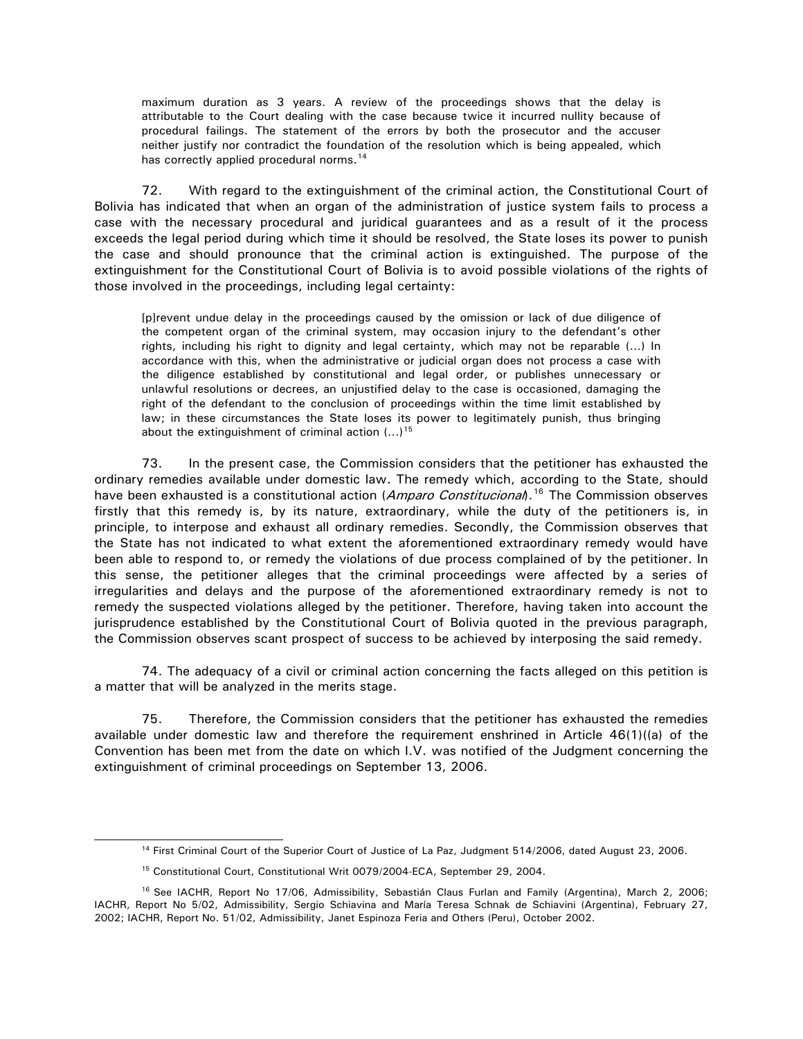> maximum duration as 3 years. A review of the proceedings shows that the delay is attributable to the Court dealing with the case because twice it incurred nullity because of procedural failings. The statement of the errors by both the prosecutor and the accuser neither justify nor contradict the foundation of the resolution which is being appealed, which has correctly applied procedural norms.[14]

72. With regard to the extinguishment of the criminal action, the Constitutional Court of Bolivia has indicated that when an organ of the administration of justice system fails to process a case with the necessary procedural and juridical guarantees and as a result of it the process exceeds the legal period during which time it should be resolved, the State loses its power to punish the case and should pronounce that the criminal action is extinguished. The purpose of the extinguishment for the Constitutional Court of Bolivia is to avoid possible violations of the rights of those involved in the proceedings, including legal certainty:

> [p]revent undue delay in the proceedings caused by the omission or lack of due diligence of the competent organ of the criminal system, may occasion injury to the defendant's other rights, including his right to dignity and legal certainty, which may not be reparable (...) In accordance with this, when the administrative or judicial organ does not process a case with the diligence established by constitutional and legal order, or publishes unnecessary or unlawful resolutions or decrees, an unjustified delay to the case is occasioned, damaging the right of the defendant to the conclusion of proceedings within the time limit established by law; in these circumstances the State loses its power to legitimately punish, thus bringing about the extinguishment of criminal action (...)[15]

73. In the present case, the Commission considers that the petitioner has exhausted the ordinary remedies available under domestic law. The remedy which, according to the State, should have been exhausted is a constitutional action (*Amparo Constitucional*).[16] The Commission observes firstly that this remedy is, by its nature, extraordinary, while the duty of the petitioners is, in principle, to interpose and exhaust all ordinary remedies. Secondly, the Commission observes that the State has not indicated to what extent the aforementioned extraordinary remedy would have been able to respond to, or remedy the violations of due process complained of by the petitioner. In this sense, the petitioner alleges that the criminal proceedings were affected by a series of irregularities and delays and the purpose of the aforementioned extraordinary remedy is not to remedy the suspected violations alleged by the petitioner. Therefore, having taken into account the jurisprudence established by the Constitutional Court of Bolivia quoted in the previous paragraph, the Commission observes scant prospect of success to be achieved by interposing the said remedy.

74. The adequacy of a civil or criminal action concerning the facts alleged on this petition is a matter that will be analyzed in the merits stage.

75. Therefore, the Commission considers that the petitioner has exhausted the remedies available under domestic law and therefore the requirement enshrined in Article 46(1)((a) of the Convention has been met from the date on which I.V. was notified of the Judgment concerning the extinguishment of criminal proceedings on September 13, 2006.

---

[14] First Criminal Court of the Superior Court of Justice of La Paz, Judgment 514/2006, dated August 23, 2006.

[15] Constitutional Court, Constitutional Writ 0079/2004-ECA, September 29, 2004.

[16] See IACHR, Report No 17/06, Admissibility, Sebastián Claus Furlan and Family (Argentina), March 2, 2006; IACHR, Report No 5/02, Admissibility, Sergio Schiavina and María Teresa Schnak de Schiavini (Argentina), February 27, 2002; IACHR, Report No. 51/02, Admissibility, Janet Espinoza Feria and Others (Peru), October 2002.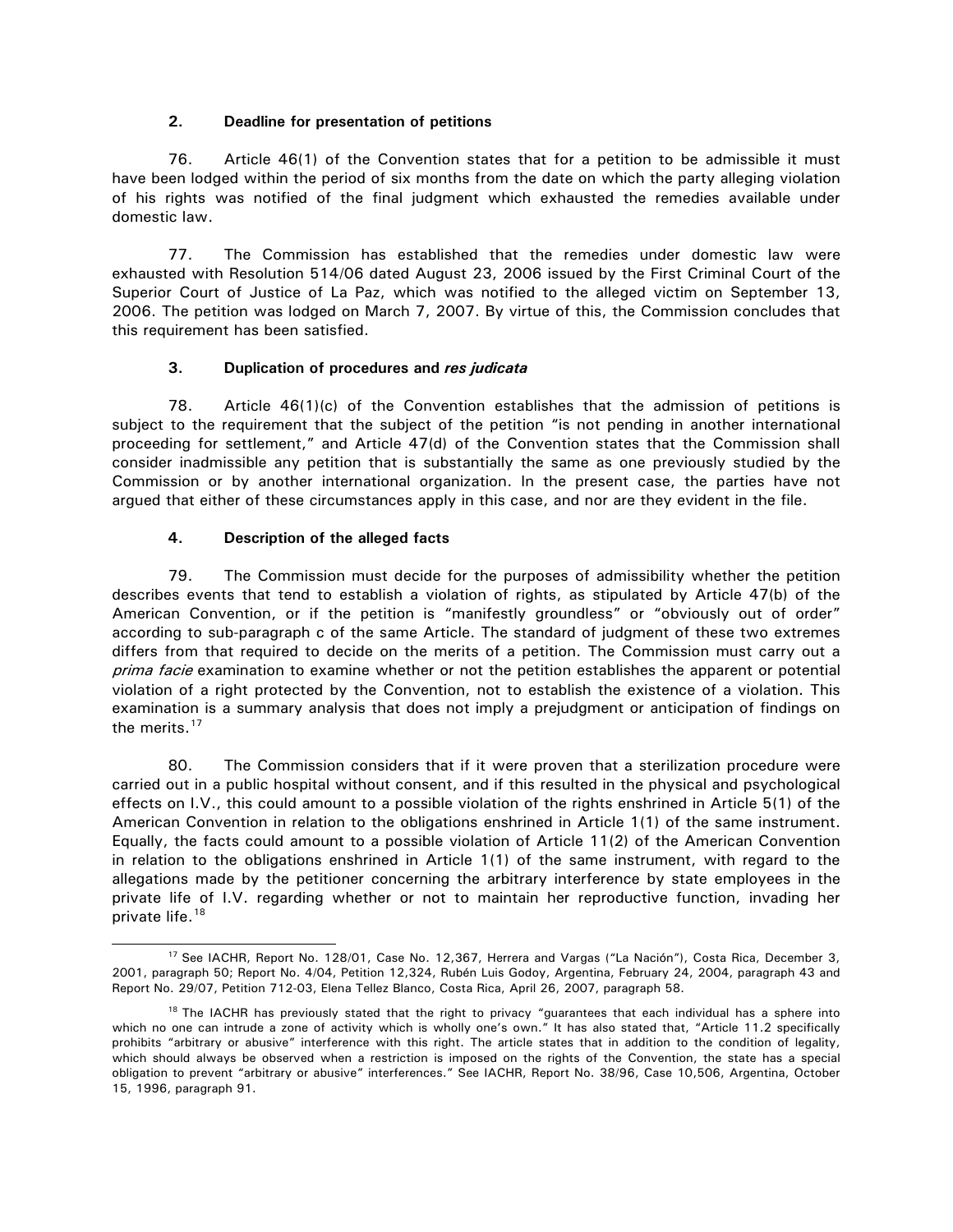### 2. Deadline for presentation of petitions

76. Article 46(1) of the Convention states that for a petition to be admissible it must have been lodged within the period of six months from the date on which the party alleging violation of his rights was notified of the final judgment which exhausted the remedies available under domestic law.

77. The Commission has established that the remedies under domestic law were exhausted with Resolution 514/06 dated August 23, 2006 issued by the First Criminal Court of the Superior Court of Justice of La Paz, which was notified to the alleged victim on September 13, 2006. The petition was lodged on March 7, 2007. By virtue of this, the Commission concludes that this requirement has been satisfied.

### 3. Duplication of procedures and *res judicata*

78. Article 46(1)(c) of the Convention establishes that the admission of petitions is subject to the requirement that the subject of the petition "is not pending in another international proceeding for settlement," and Article 47(d) of the Convention states that the Commission shall consider inadmissible any petition that is substantially the same as one previously studied by the Commission or by another international organization. In the present case, the parties have not argued that either of these circumstances apply in this case, and nor are they evident in the file.

### 4. Description of the alleged facts

79. The Commission must decide for the purposes of admissibility whether the petition describes events that tend to establish a violation of rights, as stipulated by Article 47(b) of the American Convention, or if the petition is "manifestly groundless" or "obviously out of order" according to sub-paragraph c of the same Article. The standard of judgment of these two extremes differs from that required to decide on the merits of a petition. The Commission must carry out a *prima facie* examination to examine whether or not the petition establishes the apparent or potential violation of a right protected by the Convention, not to establish the existence of a violation. This examination is a summary analysis that does not imply a prejudgment or anticipation of findings on the merits.[17]

80. The Commission considers that if it were proven that a sterilization procedure were carried out in a public hospital without consent, and if this resulted in the physical and psychological effects on I.V., this could amount to a possible violation of the rights enshrined in Article 5(1) of the American Convention in relation to the obligations enshrined in Article 1(1) of the same instrument. Equally, the facts could amount to a possible violation of Article 11(2) of the American Convention in relation to the obligations enshrined in Article 1(1) of the same instrument, with regard to the allegations made by the petitioner concerning the arbitrary interference by state employees in the private life of I.V. regarding whether or not to maintain her reproductive function, invading her private life.[18]

---

[17] See IACHR, Report No. 128/01, Case No. 12,367, Herrera and Vargas ("La Nación"), Costa Rica, December 3, 2001, paragraph 50; Report No. 4/04, Petition 12,324, Rubén Luis Godoy, Argentina, February 24, 2004, paragraph 43 and Report No. 29/07, Petition 712-03, Elena Tellez Blanco, Costa Rica, April 26, 2007, paragraph 58.

[18] The IACHR has previously stated that the right to privacy "guarantees that each individual has a sphere into which no one can intrude a zone of activity which is wholly one's own." It has also stated that, "Article 11.2 specifically prohibits "arbitrary or abusive" interference with this right. The article states that in addition to the condition of legality, which should always be observed when a restriction is imposed on the rights of the Convention, the state has a special obligation to prevent "arbitrary or abusive" interferences." See IACHR, Report No. 38/96, Case 10,506, Argentina, October 15, 1996, paragraph 91.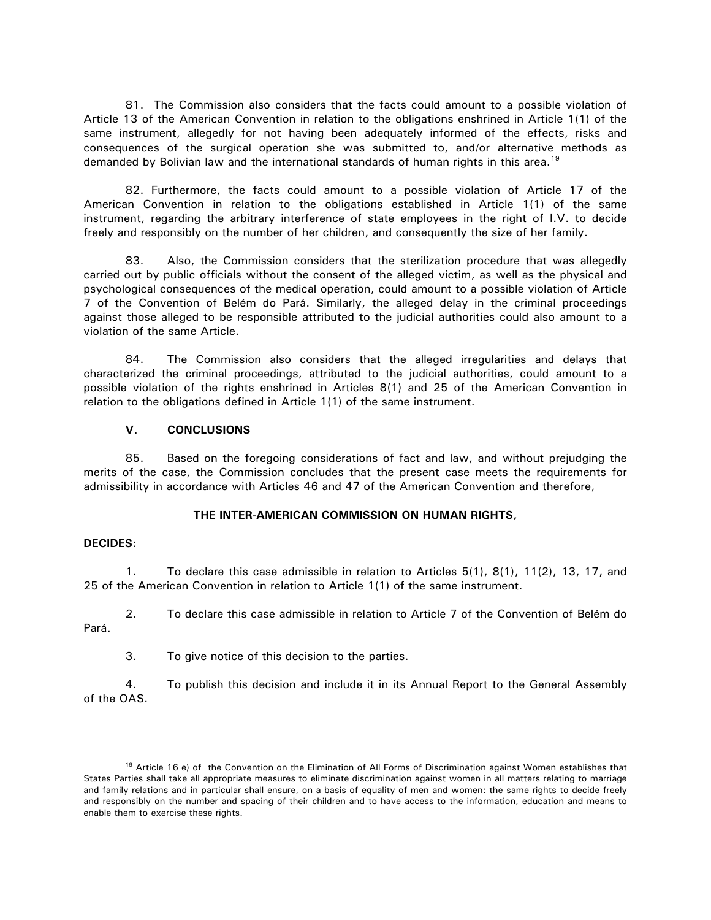81. The Commission also considers that the facts could amount to a possible violation of Article 13 of the American Convention in relation to the obligations enshrined in Article 1(1) of the same instrument, allegedly for not having been adequately informed of the effects, risks and consequences of the surgical operation she was submitted to, and/or alternative methods as demanded by Bolivian law and the international standards of human rights in this area.[19]

82. Furthermore, the facts could amount to a possible violation of Article 17 of the American Convention in relation to the obligations established in Article 1(1) of the same instrument, regarding the arbitrary interference of state employees in the right of I.V. to decide freely and responsibly on the number of her children, and consequently the size of her family.

83. Also, the Commission considers that the sterilization procedure that was allegedly carried out by public officials without the consent of the alleged victim, as well as the physical and psychological consequences of the medical operation, could amount to a possible violation of Article 7 of the Convention of Belém do Pará. Similarly, the alleged delay in the criminal proceedings against those alleged to be responsible attributed to the judicial authorities could also amount to a violation of the same Article.

84. The Commission also considers that the alleged irregularities and delays that characterized the criminal proceedings, attributed to the judicial authorities, could amount to a possible violation of the rights enshrined in Articles 8(1) and 25 of the American Convention in relation to the obligations defined in Article 1(1) of the same instrument.

## V. CONCLUSIONS

85. Based on the foregoing considerations of fact and law, and without prejudging the merits of the case, the Commission concludes that the present case meets the requirements for admissibility in accordance with Articles 46 and 47 of the American Convention and therefore,

**THE INTER-AMERICAN COMMISSION ON HUMAN RIGHTS,**

**DECIDES:**

1. To declare this case admissible in relation to Articles 5(1), 8(1), 11(2), 13, 17, and 25 of the American Convention in relation to Article 1(1) of the same instrument.

2. To declare this case admissible in relation to Article 7 of the Convention of Belém do Pará.

3. To give notice of this decision to the parties.

4. To publish this decision and include it in its Annual Report to the General Assembly of the OAS.

---

[19] Article 16 e) of the Convention on the Elimination of All Forms of Discrimination against Women establishes that States Parties shall take all appropriate measures to eliminate discrimination against women in all matters relating to marriage and family relations and in particular shall ensure, on a basis of equality of men and women: the same rights to decide freely and responsibly on the number and spacing of their children and to have access to the information, education and means to enable them to exercise these rights.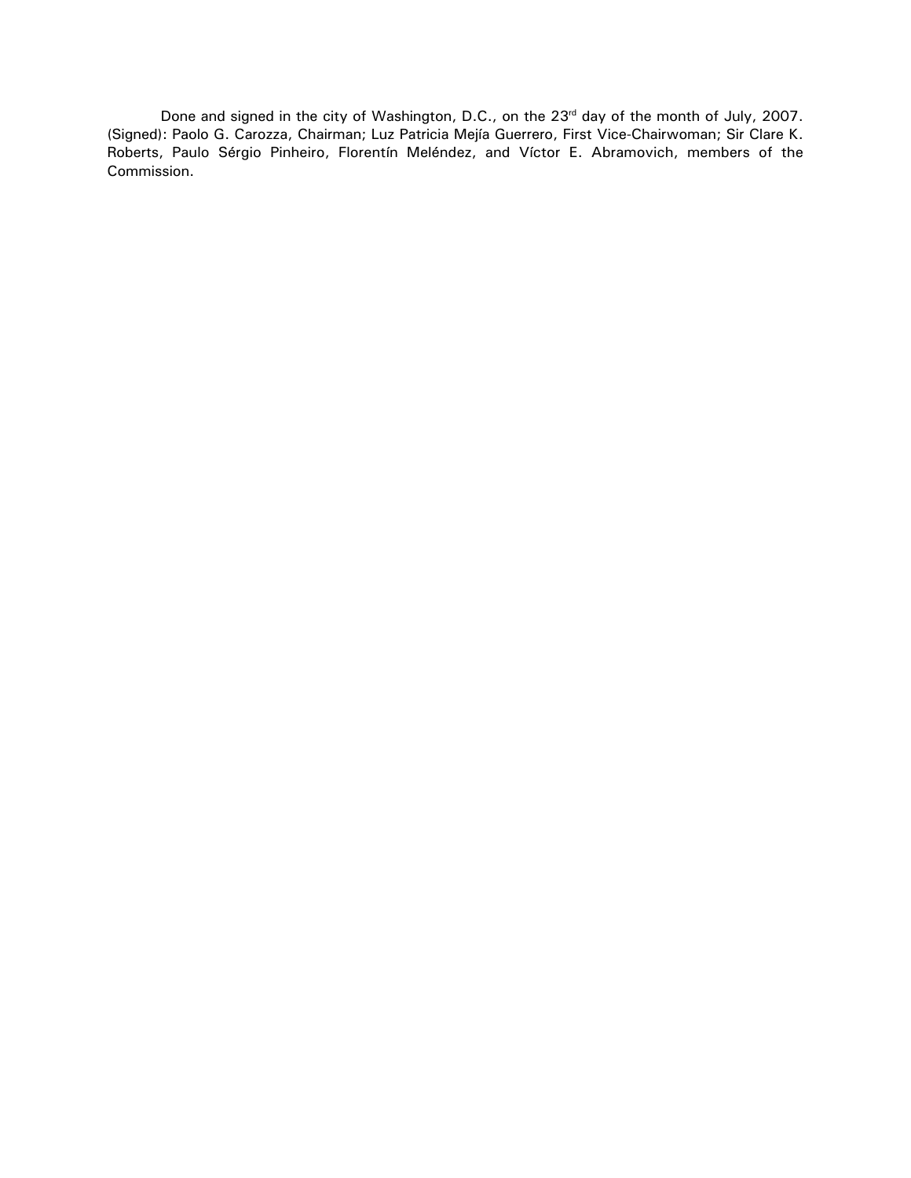Done and signed in the city of Washington, D.C., on the 23rd day of the month of July, 2007. (Signed): Paolo G. Carozza, Chairman; Luz Patricia Mejía Guerrero, First Vice-Chairwoman; Sir Clare K. Roberts, Paulo Sérgio Pinheiro, Florentín Meléndez, and Víctor E. Abramovich, members of the Commission.